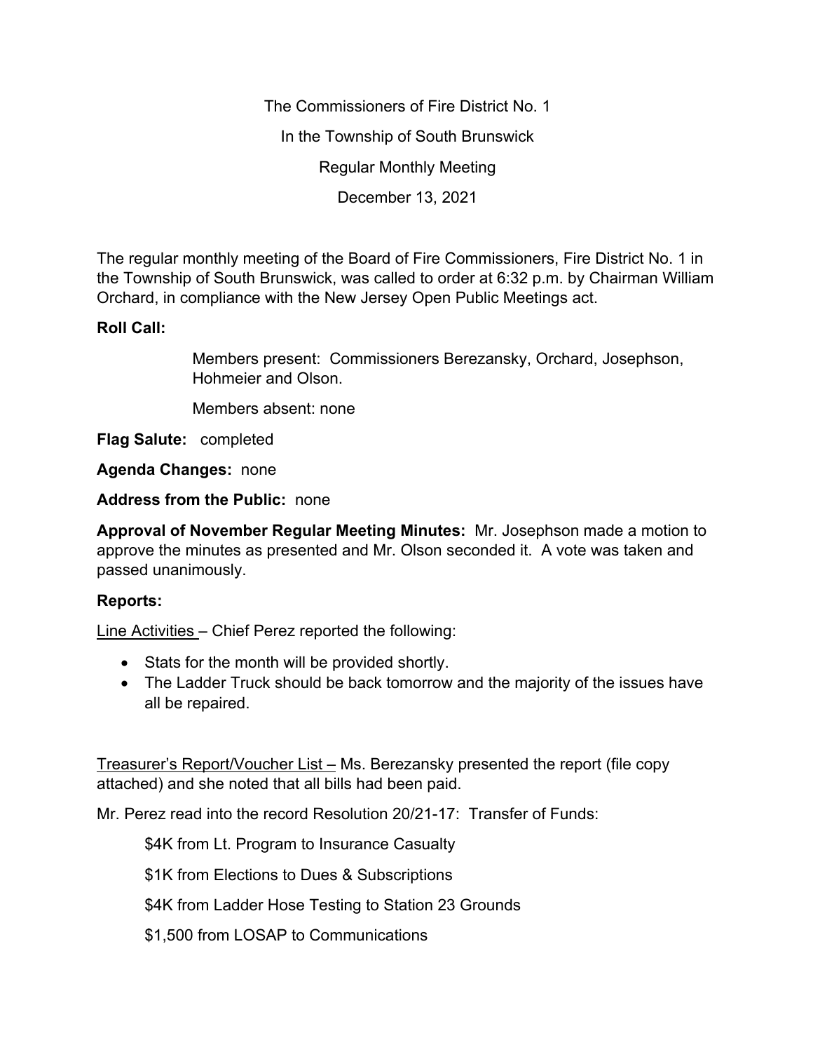The Commissioners of Fire District No. 1

In the Township of South Brunswick

Regular Monthly Meeting

December 13, 2021

The regular monthly meeting of the Board of Fire Commissioners, Fire District No. 1 in the Township of South Brunswick, was called to order at 6:32 p.m. by Chairman William Orchard, in compliance with the New Jersey Open Public Meetings act.

**Roll Call:**

Members present: Commissioners Berezansky, Orchard, Josephson, Hohmeier and Olson.

Members absent: none

**Flag Salute:** completed

**Agenda Changes:** none

**Address from the Public:** none

**Approval of November Regular Meeting Minutes:** Mr. Josephson made a motion to approve the minutes as presented and Mr. Olson seconded it. A vote was taken and passed unanimously.

**Reports:**

Line Activities – Chief Perez reported the following:

- Stats for the month will be provided shortly.
- The Ladder Truck should be back tomorrow and the majority of the issues have all be repaired.

Treasurer's Report/Voucher List – Ms. Berezansky presented the report (file copy attached) and she noted that all bills had been paid.

Mr. Perez read into the record Resolution 20/21-17: Transfer of Funds:

$4K from Lt. Program to Insurance Casualty

$1K from Elections to Dues & Subscriptions

$4K from Ladder Hose Testing to Station 23 Grounds

$1,500 from LOSAP to Communications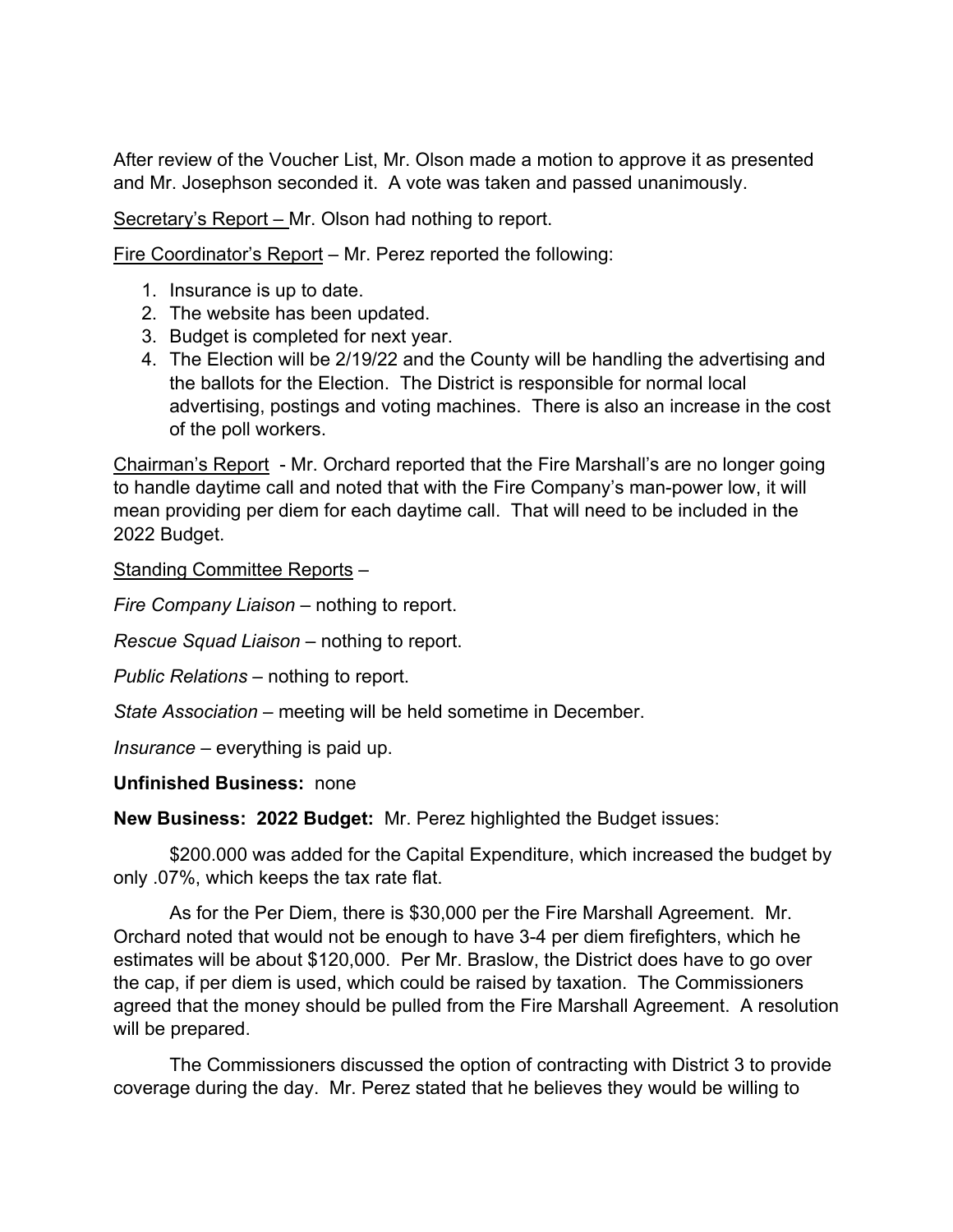After review of the Voucher List, Mr. Olson made a motion to approve it as presented and Mr. Josephson seconded it. A vote was taken and passed unanimously.

<u>Secretary's Report – </u>Mr. Olson had nothing to report.

<u>Fire Coordinator's Report</u> – Mr. Perez reported the following:

1. Insurance is up to date.
2. The website has been updated.
3. Budget is completed for next year.
4. The Election will be 2/19/22 and the County will be handling the advertising and the ballots for the Election. The District is responsible for normal local advertising, postings and voting machines. There is also an increase in the cost of the poll workers.

<u>Chairman's Report</u> - Mr. Orchard reported that the Fire Marshall's are no longer going to handle daytime call and noted that with the Fire Company's man-power low, it will mean providing per diem for each daytime call. That will need to be included in the 2022 Budget.

<u>Standing Committee Reports</u> –

*Fire Company Liaison* – nothing to report.

*Rescue Squad Liaison* – nothing to report.

*Public Relations* – nothing to report.

*State Association* – meeting will be held sometime in December.

*Insurance* – everything is paid up.

**Unfinished Business:** none

**New Business: 2022 Budget:** Mr. Perez highlighted the Budget issues:

$200.000 was added for the Capital Expenditure, which increased the budget by only .07%, which keeps the tax rate flat.

As for the Per Diem, there is $30,000 per the Fire Marshall Agreement. Mr. Orchard noted that would not be enough to have 3-4 per diem firefighters, which he estimates will be about $120,000. Per Mr. Braslow, the District does have to go over the cap, if per diem is used, which could be raised by taxation. The Commissioners agreed that the money should be pulled from the Fire Marshall Agreement. A resolution will be prepared.

The Commissioners discussed the option of contracting with District 3 to provide coverage during the day. Mr. Perez stated that he believes they would be willing to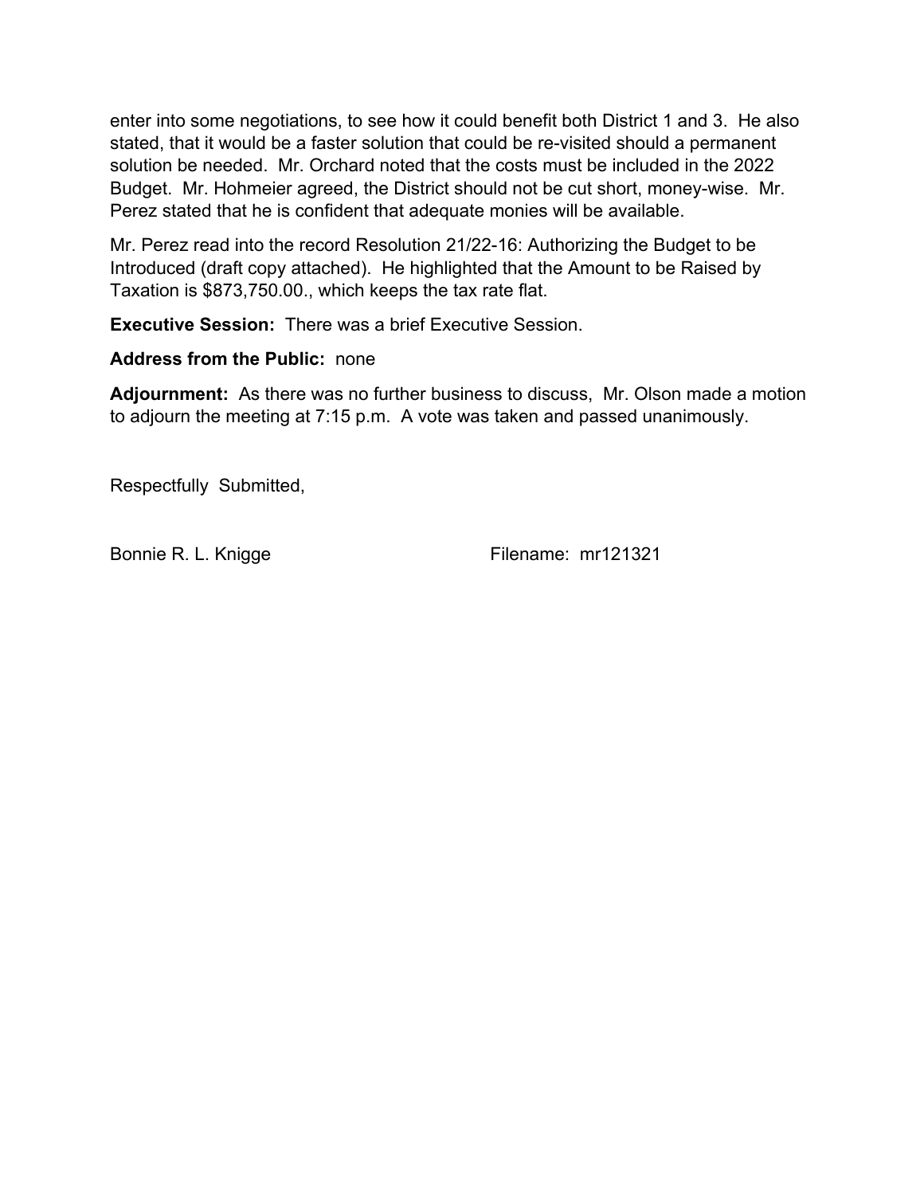enter into some negotiations, to see how it could benefit both District 1 and 3. He also stated, that it would be a faster solution that could be re-visited should a permanent solution be needed. Mr. Orchard noted that the costs must be included in the 2022 Budget. Mr. Hohmeier agreed, the District should not be cut short, money-wise. Mr. Perez stated that he is confident that adequate monies will be available.

Mr. Perez read into the record Resolution 21/22-16: Authorizing the Budget to be Introduced (draft copy attached). He highlighted that the Amount to be Raised by Taxation is $873,750.00., which keeps the tax rate flat.

**Executive Session:** There was a brief Executive Session.

**Address from the Public:** none

**Adjournment:** As there was no further business to discuss, Mr. Olson made a motion to adjourn the meeting at 7:15 p.m. A vote was taken and passed unanimously.

Respectfully Submitted,

Bonnie R. L. Knigge Filename: mr121321